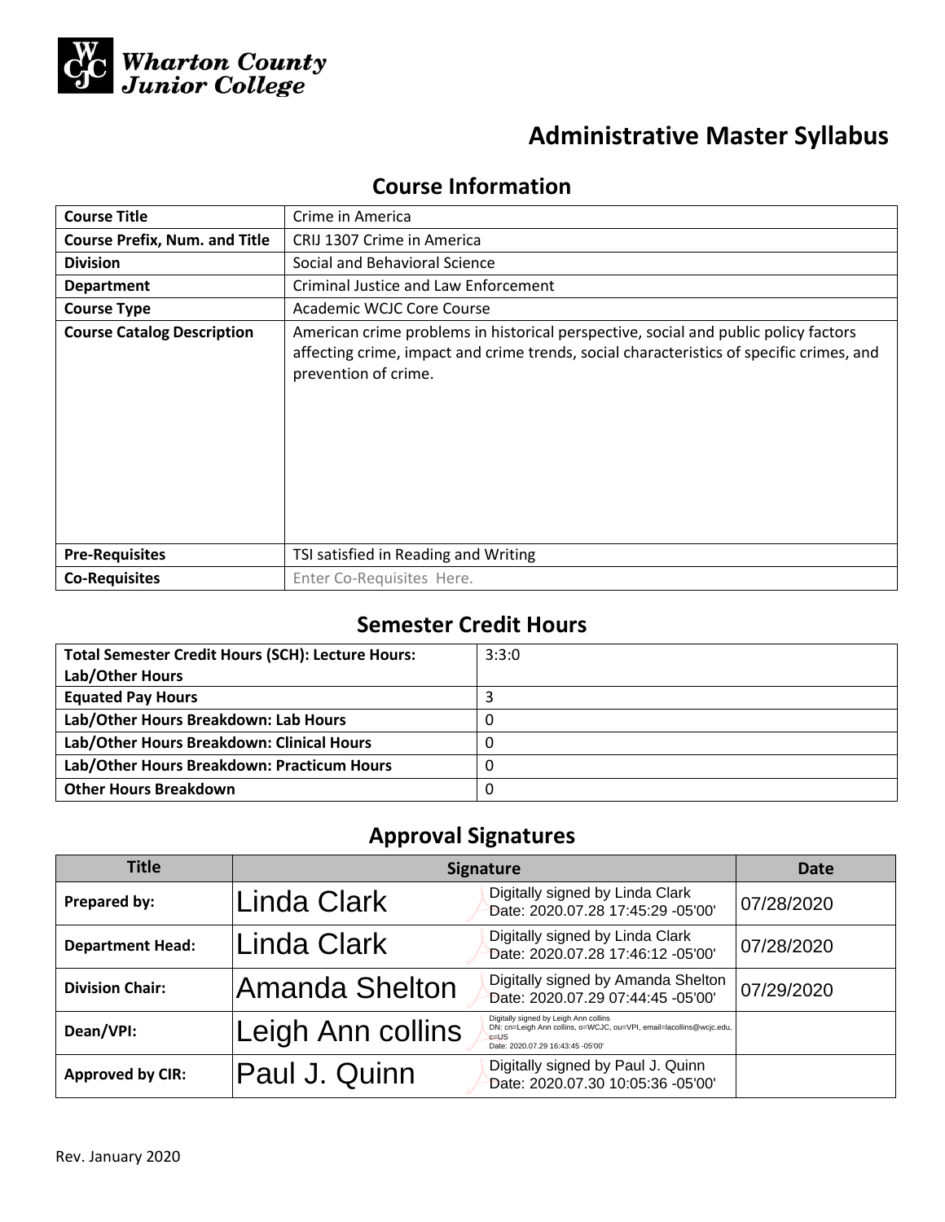Wharton County Junior College

# Administrative Master Syllabus

## Course Information

| | |
|---|---|
| **Course Title** | Crime in America |
| **Course Prefix, Num. and Title** | CRIJ 1307 Crime in America |
| **Division** | Social and Behavioral Science |
| **Department** | Criminal Justice and Law Enforcement |
| **Course Type** | Academic WCJC Core Course |
| **Course Catalog Description** | American crime problems in historical perspective, social and public policy factors affecting crime, impact and crime trends, social characteristics of specific crimes, and prevention of crime. |
| **Pre-Requisites** | TSI satisfied in Reading and Writing |
| **Co-Requisites** | Enter Co-Requisites Here. |

## Semester Credit Hours

| | |
|---|---|
| **Total Semester Credit Hours (SCH): Lecture Hours: Lab/Other Hours** | 3:3:0 |
| **Equated Pay Hours** | 3 |
| **Lab/Other Hours Breakdown: Lab Hours** | 0 |
| **Lab/Other Hours Breakdown: Clinical Hours** | 0 |
| **Lab/Other Hours Breakdown: Practicum Hours** | 0 |
| **Other Hours Breakdown** | 0 |

## Approval Signatures

| Title | Signature | Date |
|---|---|---|
| **Prepared by:** | Linda Clark — Digitally signed by Linda Clark Date: 2020.07.28 17:45:29 -05'00' | 07/28/2020 |
| **Department Head:** | Linda Clark — Digitally signed by Linda Clark Date: 2020.07.28 17:46:12 -05'00' | 07/28/2020 |
| **Division Chair:** | Amanda Shelton — Digitally signed by Amanda Shelton Date: 2020.07.29 07:44:45 -05'00' | 07/29/2020 |
| **Dean/VPI:** | Leigh Ann collins — Digitally signed by Leigh Ann collins DN: cn=Leigh Ann collins, o=WCJC, ou=VPI, email=lacollins@wcjc.edu, c=US Date: 2020.07.29 16:43:45 -05'00' | |
| **Approved by CIR:** | Paul J. Quinn — Digitally signed by Paul J. Quinn Date: 2020.07.30 10:05:36 -05'00' | |

Rev. January 2020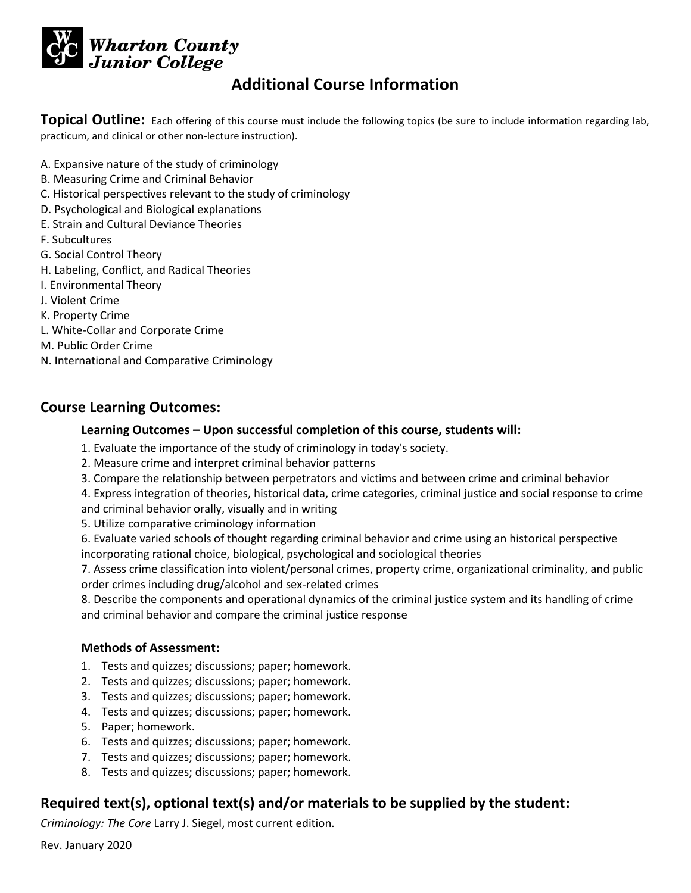**Wharton County Junior College**

# Additional Course Information

**Topical Outline:** Each offering of this course must include the following topics (be sure to include information regarding lab, practicum, and clinical or other non-lecture instruction).

A. Expansive nature of the study of criminology
B. Measuring Crime and Criminal Behavior
C. Historical perspectives relevant to the study of criminology
D. Psychological and Biological explanations
E. Strain and Cultural Deviance Theories
F. Subcultures
G. Social Control Theory
H. Labeling, Conflict, and Radical Theories
I. Environmental Theory
J. Violent Crime
K. Property Crime
L. White-Collar and Corporate Crime
M. Public Order Crime
N. International and Comparative Criminology

## Course Learning Outcomes:

### Learning Outcomes – Upon successful completion of this course, students will:

1. Evaluate the importance of the study of criminology in today's society.
2. Measure crime and interpret criminal behavior patterns
3. Compare the relationship between perpetrators and victims and between crime and criminal behavior
4. Express integration of theories, historical data, crime categories, criminal justice and social response to crime and criminal behavior orally, visually and in writing
5. Utilize comparative criminology information
6. Evaluate varied schools of thought regarding criminal behavior and crime using an historical perspective incorporating rational choice, biological, psychological and sociological theories
7. Assess crime classification into violent/personal crimes, property crime, organizational criminality, and public order crimes including drug/alcohol and sex-related crimes
8. Describe the components and operational dynamics of the criminal justice system and its handling of crime and criminal behavior and compare the criminal justice response

### Methods of Assessment:

1. Tests and quizzes; discussions; paper; homework.
2. Tests and quizzes; discussions; paper; homework.
3. Tests and quizzes; discussions; paper; homework.
4. Tests and quizzes; discussions; paper; homework.
5. Paper; homework.
6. Tests and quizzes; discussions; paper; homework.
7. Tests and quizzes; discussions; paper; homework.
8. Tests and quizzes; discussions; paper; homework.

## Required text(s), optional text(s) and/or materials to be supplied by the student:

*Criminology: The Core* Larry J. Siegel, most current edition.

Rev. January 2020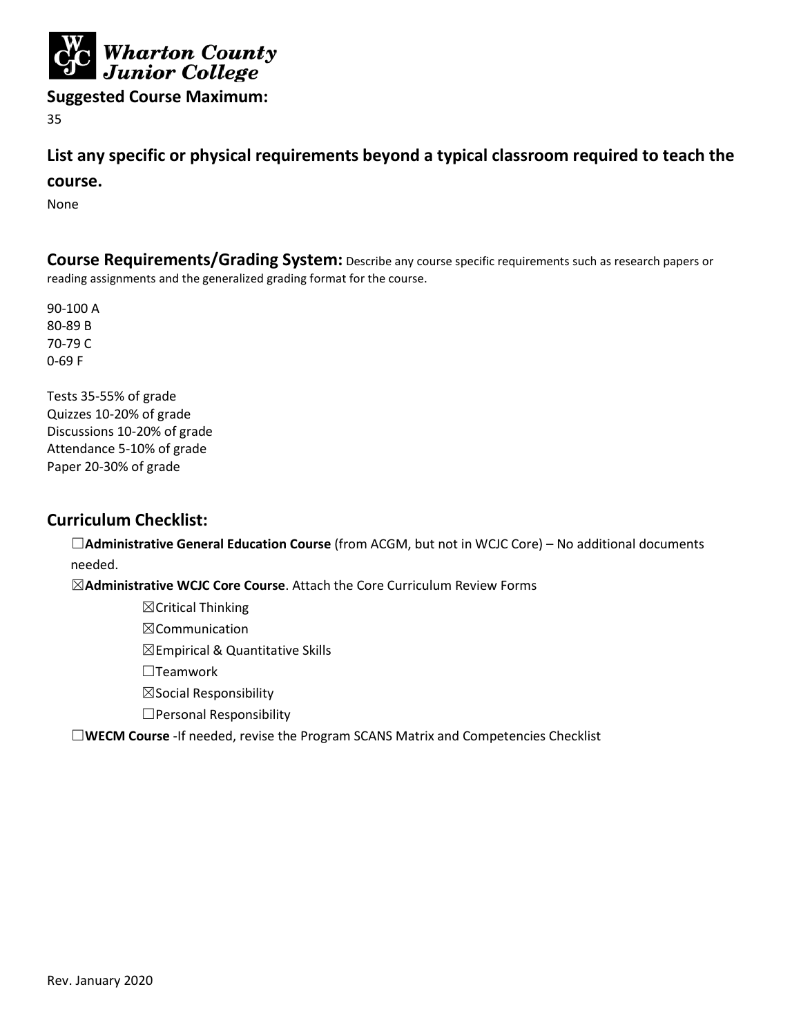## Suggested Course Maximum:

35

## List any specific or physical requirements beyond a typical classroom required to teach the course.

None

## Course Requirements/Grading System:

Describe any course specific requirements such as research papers or reading assignments and the generalized grading format for the course.

90-100 A
80-89 B
70-79 C
0-69 F

Tests 35-55% of grade
Quizzes 10-20% of grade
Discussions 10-20% of grade
Attendance 5-10% of grade
Paper 20-30% of grade

## Curriculum Checklist:

☐**Administrative General Education Course** (from ACGM, but not in WCJC Core) – No additional documents needed.

☒**Administrative WCJC Core Course**. Attach the Core Curriculum Review Forms

- ☒Critical Thinking
- ☒Communication
- ☒Empirical & Quantitative Skills
- ☐Teamwork
- ☒Social Responsibility
- ☐Personal Responsibility

☐**WECM Course** -If needed, revise the Program SCANS Matrix and Competencies Checklist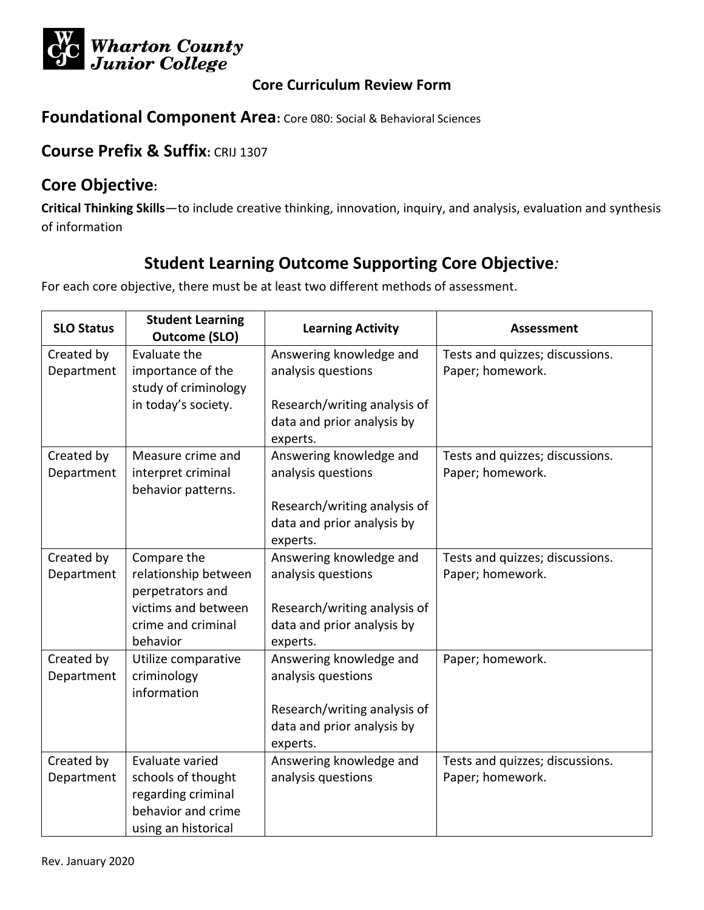**Wharton County Junior College**

**Core Curriculum Review Form**

## Foundational Component Area: Core 080: Social & Behavioral Sciences

## Course Prefix & Suffix: CRIJ 1307

## Core Objective:

**Critical Thinking Skills**—to include creative thinking, innovation, inquiry, and analysis, evaluation and synthesis of information

## Student Learning Outcome Supporting Core Objective*:*

For each core objective, there must be at least two different methods of assessment.

| SLO Status | Student Learning Outcome (SLO) | Learning Activity | Assessment |
|---|---|---|---|
| Created by Department | Evaluate the importance of the study of criminology in today's society. | Answering knowledge and analysis questions<br><br>Research/writing analysis of data and prior analysis by experts. | Tests and quizzes; discussions. Paper; homework. |
| Created by Department | Measure crime and interpret criminal behavior patterns. | Answering knowledge and analysis questions<br><br>Research/writing analysis of data and prior analysis by experts. | Tests and quizzes; discussions. Paper; homework. |
| Created by Department | Compare the relationship between perpetrators and victims and between crime and criminal behavior | Answering knowledge and analysis questions<br><br>Research/writing analysis of data and prior analysis by experts. | Tests and quizzes; discussions. Paper; homework. |
| Created by Department | Utilize comparative criminology information | Answering knowledge and analysis questions<br><br>Research/writing analysis of data and prior analysis by experts. | Paper; homework. |
| Created by Department | Evaluate varied schools of thought regarding criminal behavior and crime using an historical | Answering knowledge and analysis questions | Tests and quizzes; discussions. Paper; homework. |

Rev. January 2020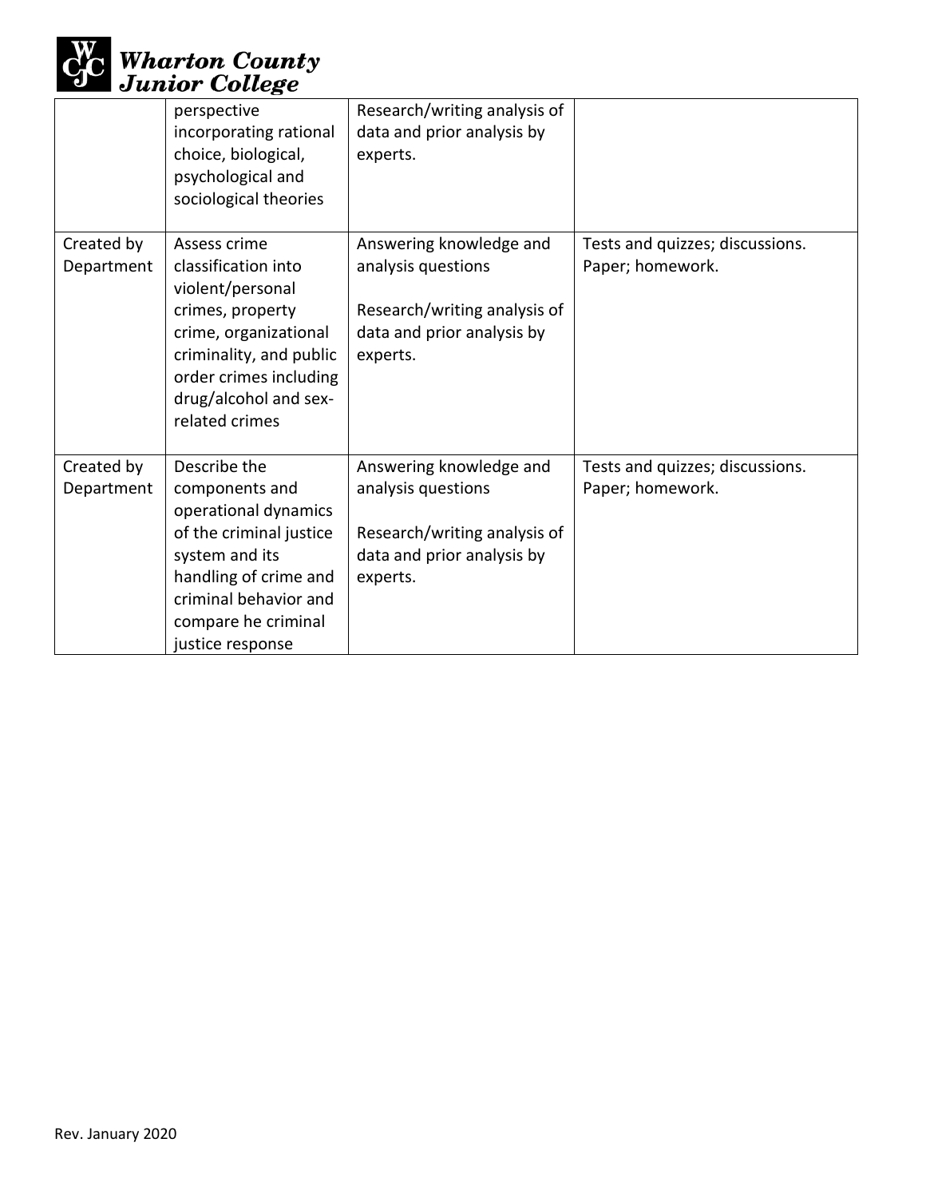| | | | |
|---|---|---|---|
| | perspective incorporating rational choice, biological, psychological and sociological theories | Research/writing analysis of data and prior analysis by experts. | |
| Created by Department | Assess crime classification into violent/personal crimes, property crime, organizational criminality, and public order crimes including drug/alcohol and sex-related crimes | Answering knowledge and analysis questions<br><br>Research/writing analysis of data and prior analysis by experts. | Tests and quizzes; discussions. Paper; homework. |
| Created by Department | Describe the components and operational dynamics of the criminal justice system and its handling of crime and criminal behavior and compare he criminal justice response | Answering knowledge and analysis questions<br><br>Research/writing analysis of data and prior analysis by experts. | Tests and quizzes; discussions. Paper; homework. |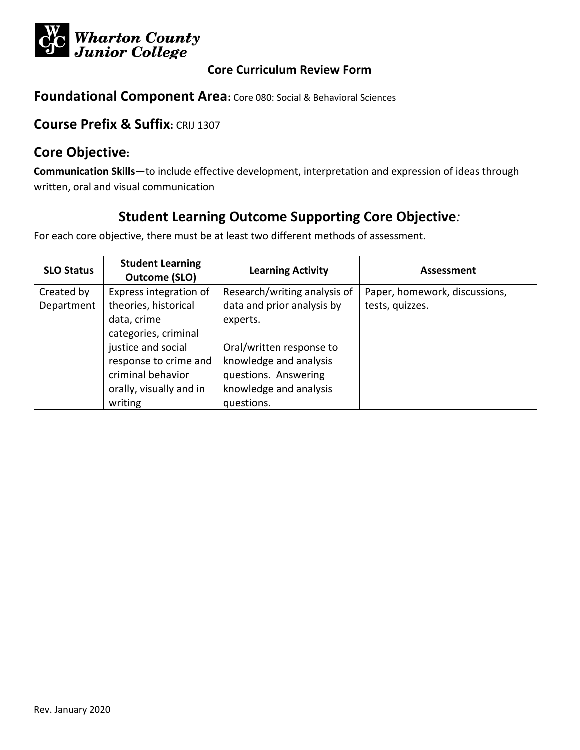Wharton County Junior College

**Core Curriculum Review Form**

## Foundational Component Area: Core 080: Social & Behavioral Sciences

## Course Prefix & Suffix: CRIJ 1307

## Core Objective:

**Communication Skills**—to include effective development, interpretation and expression of ideas through written, oral and visual communication

### Student Learning Outcome Supporting Core Objective:

For each core objective, there must be at least two different methods of assessment.

| SLO Status | Student Learning Outcome (SLO) | Learning Activity | Assessment |
|---|---|---|---|
| Created by Department | Express integration of theories, historical data, crime categories, criminal justice and social response to crime and criminal behavior orally, visually and in writing | Research/writing analysis of data and prior analysis by experts.<br><br>Oral/written response to knowledge and analysis questions. Answering knowledge and analysis questions. | Paper, homework, discussions, tests, quizzes. |

Rev. January 2020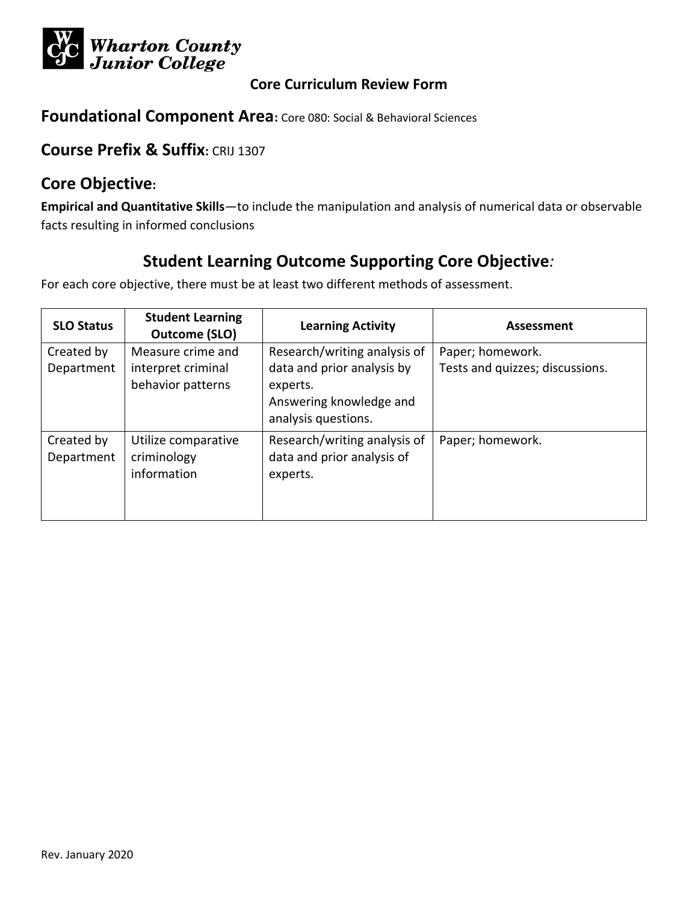**Wharton County Junior College**

**Core Curriculum Review Form**

## Foundational Component Area: Core 080: Social & Behavioral Sciences

## Course Prefix & Suffix: CRIJ 1307

## Core Objective:

**Empirical and Quantitative Skills**—to include the manipulation and analysis of numerical data or observable facts resulting in informed conclusions

### Student Learning Outcome Supporting Core Objective*:*

For each core objective, there must be at least two different methods of assessment.

| SLO Status | Student Learning Outcome (SLO) | Learning Activity | Assessment |
|---|---|---|---|
| Created by Department | Measure crime and interpret criminal behavior patterns | Research/writing analysis of data and prior analysis by experts.<br>Answering knowledge and analysis questions. | Paper; homework.<br>Tests and quizzes; discussions. |
| Created by Department | Utilize comparative criminology information | Research/writing analysis of data and prior analysis of experts. | Paper; homework. |

Rev. January 2020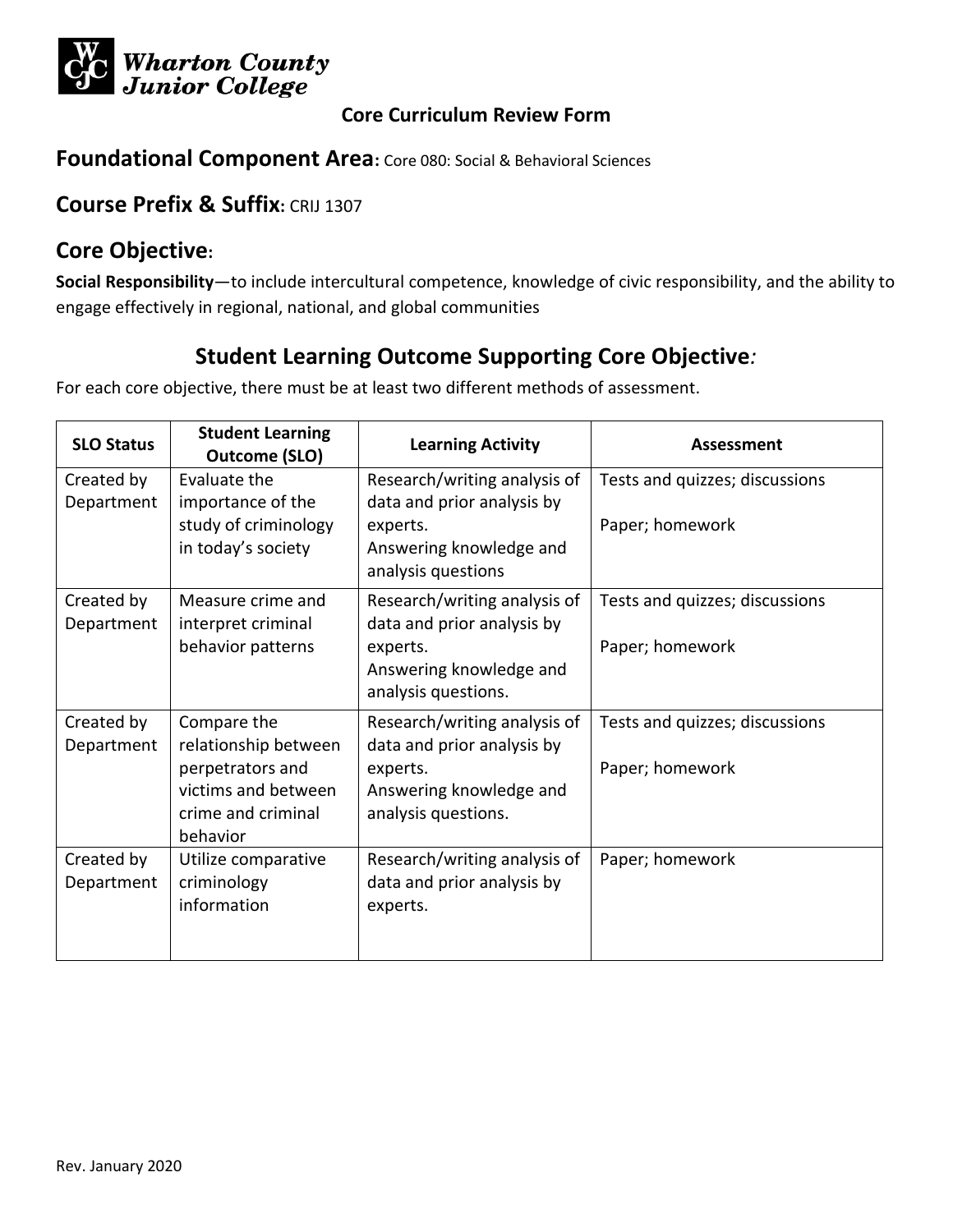Wharton County Junior College

**Core Curriculum Review Form**

## Foundational Component Area: Core 080: Social & Behavioral Sciences

## Course Prefix & Suffix: CRIJ 1307

## Core Objective:

**Social Responsibility**—to include intercultural competence, knowledge of civic responsibility, and the ability to engage effectively in regional, national, and global communities

## Student Learning Outcome Supporting Core Objective:

For each core objective, there must be at least two different methods of assessment.

| SLO Status | Student Learning Outcome (SLO) | Learning Activity | Assessment |
|---|---|---|---|
| Created by Department | Evaluate the importance of the study of criminology in today's society | Research/writing analysis of data and prior analysis by experts. Answering knowledge and analysis questions | Tests and quizzes; discussions<br><br>Paper; homework |
| Created by Department | Measure crime and interpret criminal behavior patterns | Research/writing analysis of data and prior analysis by experts. Answering knowledge and analysis questions. | Tests and quizzes; discussions<br><br>Paper; homework |
| Created by Department | Compare the relationship between perpetrators and victims and between crime and criminal behavior | Research/writing analysis of data and prior analysis by experts. Answering knowledge and analysis questions. | Tests and quizzes; discussions<br><br>Paper; homework |
| Created by Department | Utilize comparative criminology information | Research/writing analysis of data and prior analysis by experts. | Paper; homework |

Rev. January 2020